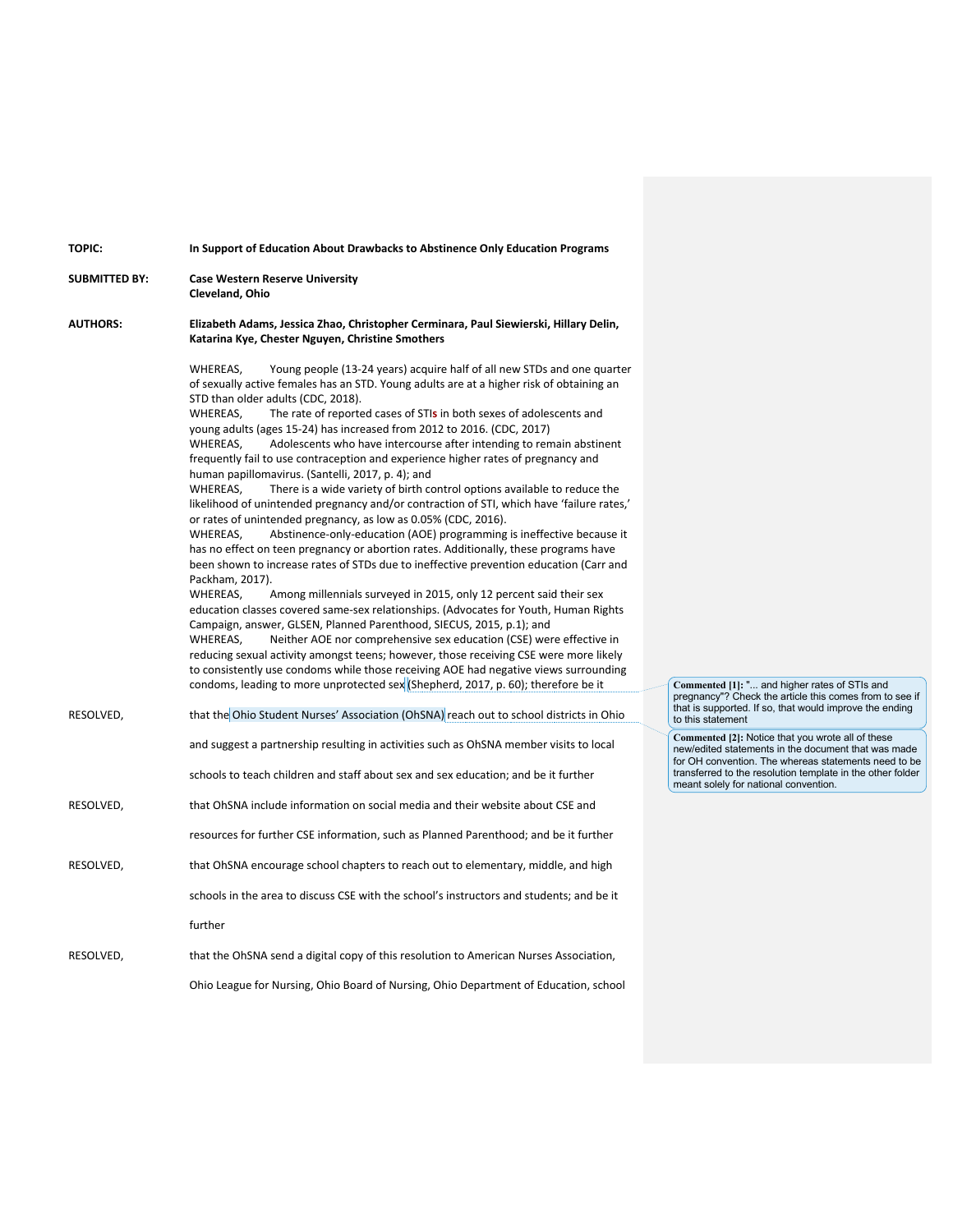**TOPIC:** **In Support of Education About Drawbacks to Abstinence Only Education Programs**

**SUBMITTED BY:** **Case Western Reserve University**
**Cleveland, Ohio**

**AUTHORS:** **Elizabeth Adams, Jessica Zhao, Christopher Cerminara, Paul Siewierski, Hillary Delin, Katarina Kye, Chester Nguyen, Christine Smothers**

WHEREAS, Young people (13-24 years) acquire half of all new STDs and one quarter of sexually active females has an STD. Young adults are at a higher risk of obtaining an STD than older adults (CDC, 2018).

WHEREAS, The rate of reported cases of STIs in both sexes of adolescents and young adults (ages 15-24) has increased from 2012 to 2016. (CDC, 2017)

WHEREAS, Adolescents who have intercourse after intending to remain abstinent frequently fail to use contraception and experience higher rates of pregnancy and human papillomavirus. (Santelli, 2017, p. 4); and

WHEREAS, There is a wide variety of birth control options available to reduce the likelihood of unintended pregnancy and/or contraction of STI, which have 'failure rates,' or rates of unintended pregnancy, as low as 0.05% (CDC, 2016).

WHEREAS, Abstinence-only-education (AOE) programming is ineffective because it has no effect on teen pregnancy or abortion rates. Additionally, these programs have been shown to increase rates of STDs due to ineffective prevention education (Carr and Packham, 2017).

WHEREAS, Among millennials surveyed in 2015, only 12 percent said their sex education classes covered same-sex relationships. (Advocates for Youth, Human Rights Campaign, answer, GLSEN, Planned Parenthood, SIECUS, 2015, p.1); and

WHEREAS, Neither AOE nor comprehensive sex education (CSE) were effective in reducing sexual activity amongst teens; however, those receiving CSE were more likely to consistently use condoms while those receiving AOE had negative views surrounding condoms, leading to more unprotected sex (Shepherd, 2017, p. 60); therefore be it

RESOLVED, that the Ohio Student Nurses' Association (OhSNA) reach out to school districts in Ohio and suggest a partnership resulting in activities such as OhSNA member visits to local schools to teach children and staff about sex and sex education; and be it further

RESOLVED, that OhSNA include information on social media and their website about CSE and resources for further CSE information, such as Planned Parenthood; and be it further

RESOLVED, that OhSNA encourage school chapters to reach out to elementary, middle, and high schools in the area to discuss CSE with the school's instructors and students; and be it further

RESOLVED, that the OhSNA send a digital copy of this resolution to American Nurses Association, Ohio League for Nursing, Ohio Board of Nursing, Ohio Department of Education, school

**Commented [1]:** "... and higher rates of STIs and pregnancy"? Check the article this comes from to see if that is supported. If so, that would improve the ending to this statement

**Commented [2]:** Notice that you wrote all of these new/edited statements in the document that was made for OH convention. The whereas statements need to be transferred to the resolution template in the other folder meant solely for national convention.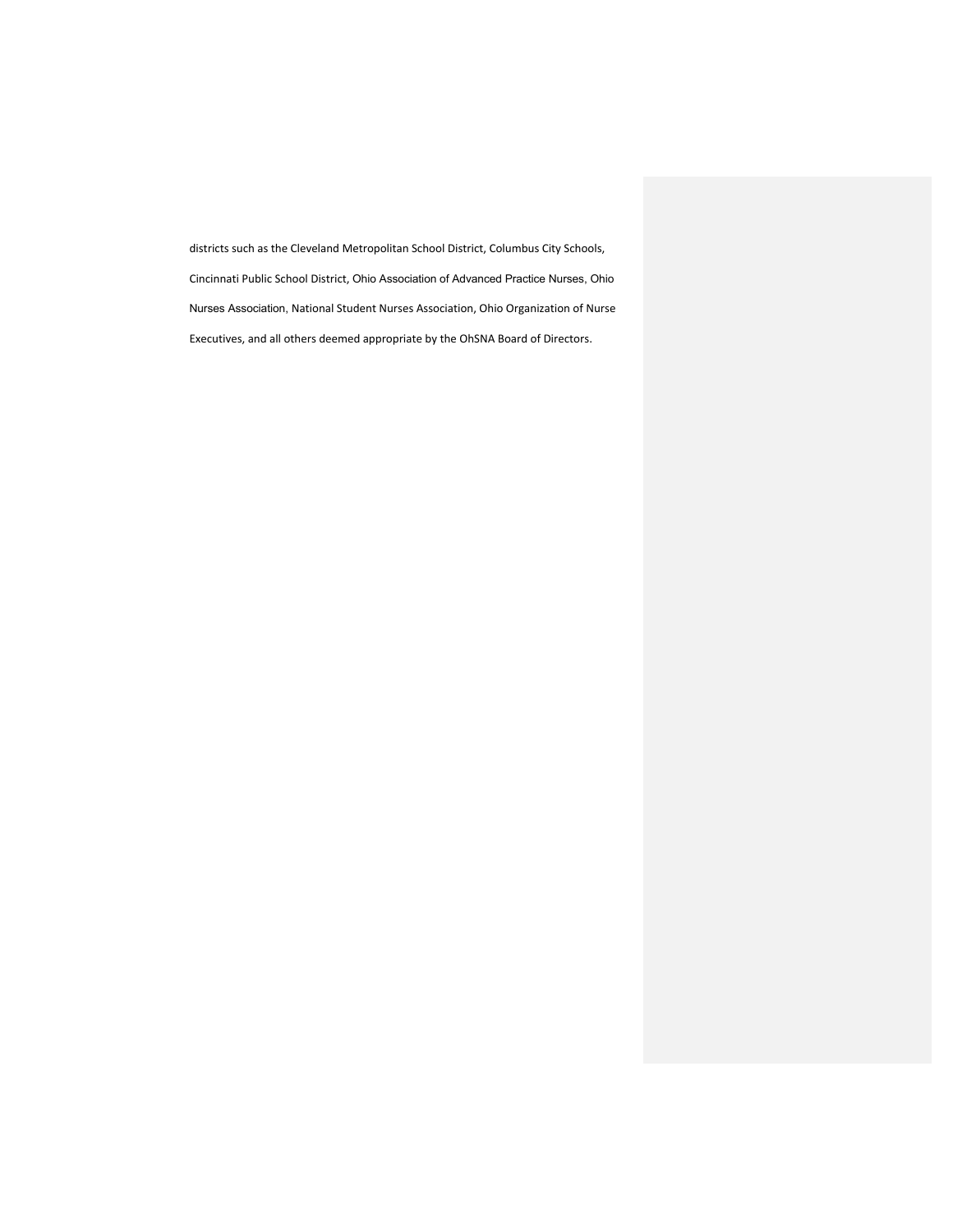districts such as the Cleveland Metropolitan School District, Columbus City Schools, Cincinnati Public School District, Ohio Association of Advanced Practice Nurses, Ohio Nurses Association, National Student Nurses Association, Ohio Organization of Nurse Executives, and all others deemed appropriate by the OhSNA Board of Directors.